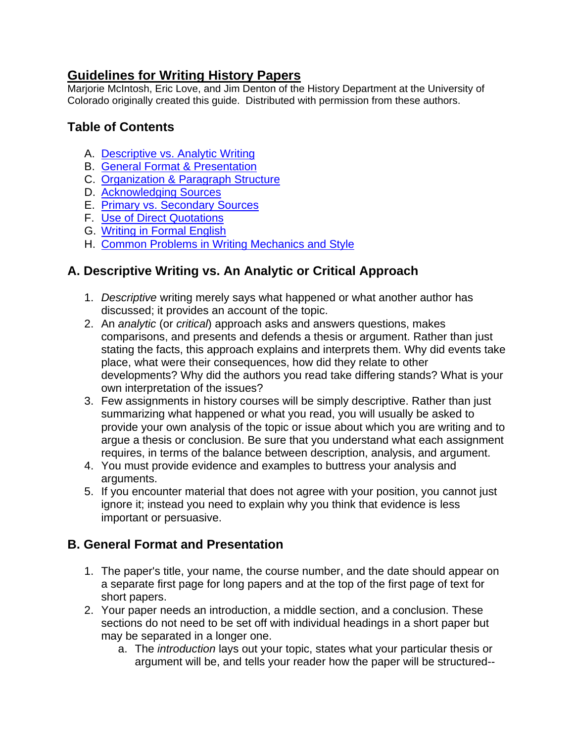# Guidelines for Writing History Papers

Marjorie McIntosh, Eric Love, and Jim Denton of the History Department at the University of Colorado originally created this guide. Distributed with permission from these authors.

## Table of Contents

A. Descriptive vs. Analytic Writing
B. General Format & Presentation
C. Organization & Paragraph Structure
D. Acknowledging Sources
E. Primary vs. Secondary Sources
F. Use of Direct Quotations
G. Writing in Formal English
H. Common Problems in Writing Mechanics and Style

## A. Descriptive Writing vs. An Analytic or Critical Approach

1. *Descriptive* writing merely says what happened or what another author has discussed; it provides an account of the topic.
2. An *analytic* (or *critical*) approach asks and answers questions, makes comparisons, and presents and defends a thesis or argument. Rather than just stating the facts, this approach explains and interprets them. Why did events take place, what were their consequences, how did they relate to other developments? Why did the authors you read take differing stands? What is your own interpretation of the issues?
3. Few assignments in history courses will be simply descriptive. Rather than just summarizing what happened or what you read, you will usually be asked to provide your own analysis of the topic or issue about which you are writing and to argue a thesis or conclusion. Be sure that you understand what each assignment requires, in terms of the balance between description, analysis, and argument.
4. You must provide evidence and examples to buttress your analysis and arguments.
5. If you encounter material that does not agree with your position, you cannot just ignore it; instead you need to explain why you think that evidence is less important or persuasive.

## B. General Format and Presentation

1. The paper's title, your name, the course number, and the date should appear on a separate first page for long papers and at the top of the first page of text for short papers.
2. Your paper needs an introduction, a middle section, and a conclusion. These sections do not need to be set off with individual headings in a short paper but may be separated in a longer one.
   a. The *introduction* lays out your topic, states what your particular thesis or argument will be, and tells your reader how the paper will be structured--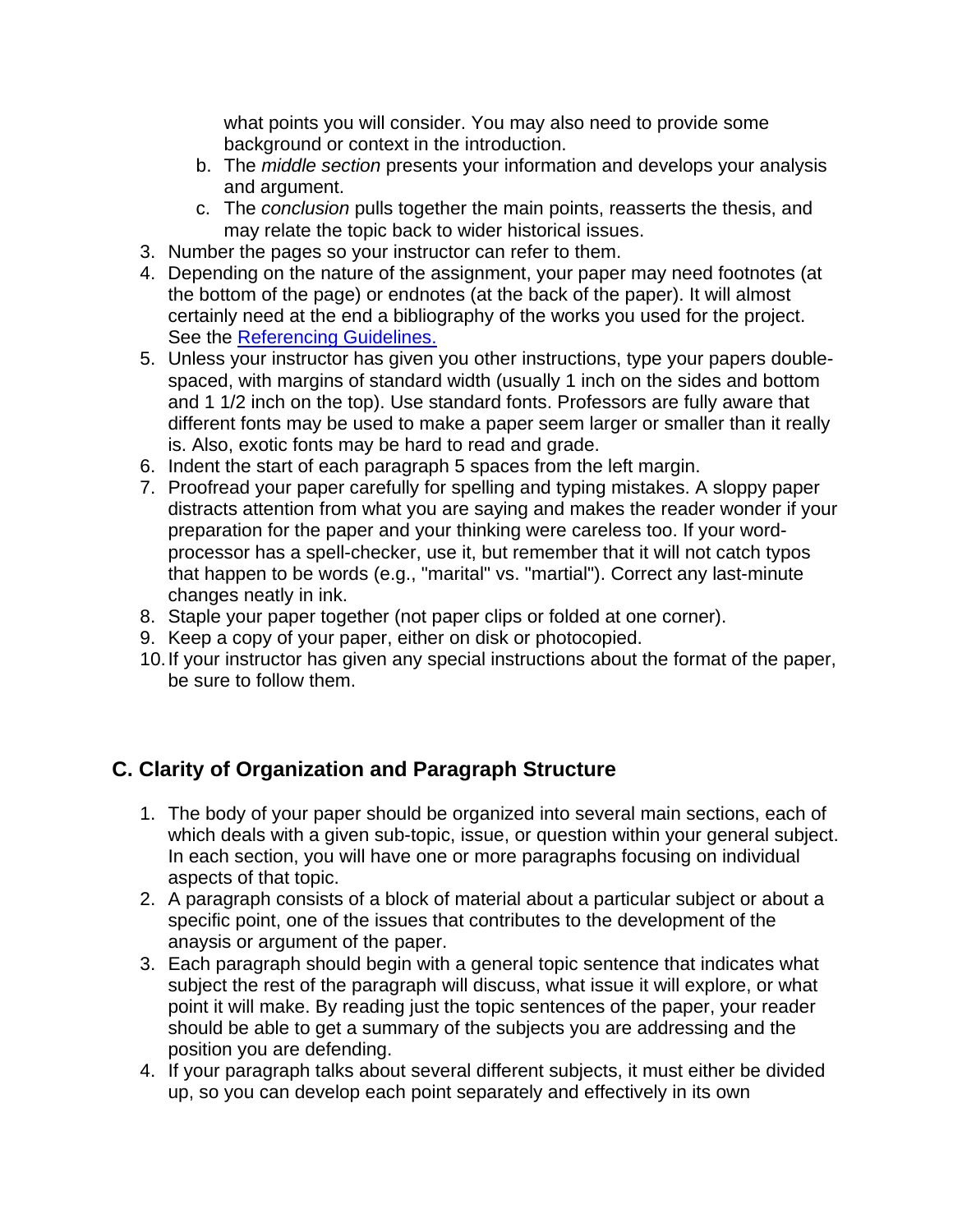what points you will consider. You may also need to provide some background or context in the introduction.

   b. The *middle section* presents your information and develops your analysis and argument.
   c. The *conclusion* pulls together the main points, reasserts the thesis, and may relate the topic back to wider historical issues.

3. Number the pages so your instructor can refer to them.
4. Depending on the nature of the assignment, your paper may need footnotes (at the bottom of the page) or endnotes (at the back of the paper). It will almost certainly need at the end a bibliography of the works you used for the project. See the [Referencing Guidelines.]()
5. Unless your instructor has given you other instructions, type your papers double-spaced, with margins of standard width (usually 1 inch on the sides and bottom and 1 1/2 inch on the top). Use standard fonts. Professors are fully aware that different fonts may be used to make a paper seem larger or smaller than it really is. Also, exotic fonts may be hard to read and grade.
6. Indent the start of each paragraph 5 spaces from the left margin.
7. Proofread your paper carefully for spelling and typing mistakes. A sloppy paper distracts attention from what you are saying and makes the reader wonder if your preparation for the paper and your thinking were careless too. If your word-processor has a spell-checker, use it, but remember that it will not catch typos that happen to be words (e.g., "marital" vs. "martial"). Correct any last-minute changes neatly in ink.
8. Staple your paper together (not paper clips or folded at one corner).
9. Keep a copy of your paper, either on disk or photocopied.
10. If your instructor has given any special instructions about the format of the paper, be sure to follow them.

## C. Clarity of Organization and Paragraph Structure

1. The body of your paper should be organized into several main sections, each of which deals with a given sub-topic, issue, or question within your general subject. In each section, you will have one or more paragraphs focusing on individual aspects of that topic.
2. A paragraph consists of a block of material about a particular subject or about a specific point, one of the issues that contributes to the development of the anaysis or argument of the paper.
3. Each paragraph should begin with a general topic sentence that indicates what subject the rest of the paragraph will discuss, what issue it will explore, or what point it will make. By reading just the topic sentences of the paper, your reader should be able to get a summary of the subjects you are addressing and the position you are defending.
4. If your paragraph talks about several different subjects, it must either be divided up, so you can develop each point separately and effectively in its own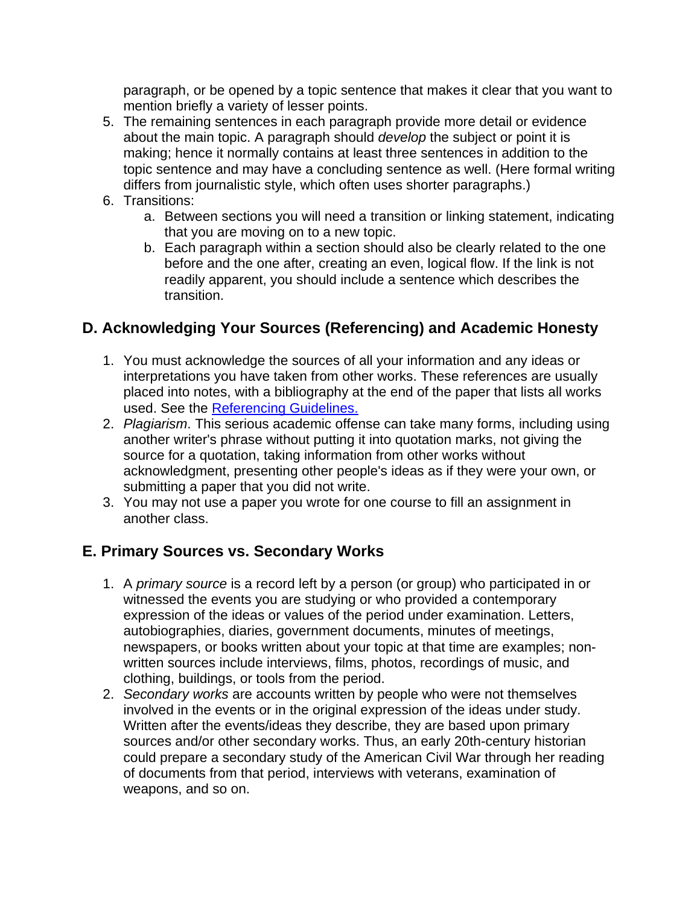paragraph, or be opened by a topic sentence that makes it clear that you want to mention briefly a variety of lesser points.

5. The remaining sentences in each paragraph provide more detail or evidence about the main topic. A paragraph should *develop* the subject or point it is making; hence it normally contains at least three sentences in addition to the topic sentence and may have a concluding sentence as well. (Here formal writing differs from journalistic style, which often uses shorter paragraphs.)
6. Transitions:
   a. Between sections you will need a transition or linking statement, indicating that you are moving on to a new topic.
   b. Each paragraph within a section should also be clearly related to the one before and the one after, creating an even, logical flow. If the link is not readily apparent, you should include a sentence which describes the transition.

## D. Acknowledging Your Sources (Referencing) and Academic Honesty

1. You must acknowledge the sources of all your information and any ideas or interpretations you have taken from other works. These references are usually placed into notes, with a bibliography at the end of the paper that lists all works used. See the [Referencing Guidelines.]()
2. *Plagiarism*. This serious academic offense can take many forms, including using another writer's phrase without putting it into quotation marks, not giving the source for a quotation, taking information from other works without acknowledgment, presenting other people's ideas as if they were your own, or submitting a paper that you did not write.
3. You may not use a paper you wrote for one course to fill an assignment in another class.

## E. Primary Sources vs. Secondary Works

1. A *primary source* is a record left by a person (or group) who participated in or witnessed the events you are studying or who provided a contemporary expression of the ideas or values of the period under examination. Letters, autobiographies, diaries, government documents, minutes of meetings, newspapers, or books written about your topic at that time are examples; non-written sources include interviews, films, photos, recordings of music, and clothing, buildings, or tools from the period.
2. *Secondary works* are accounts written by people who were not themselves involved in the events or in the original expression of the ideas under study. Written after the events/ideas they describe, they are based upon primary sources and/or other secondary works. Thus, an early 20th-century historian could prepare a secondary study of the American Civil War through her reading of documents from that period, interviews with veterans, examination of weapons, and so on.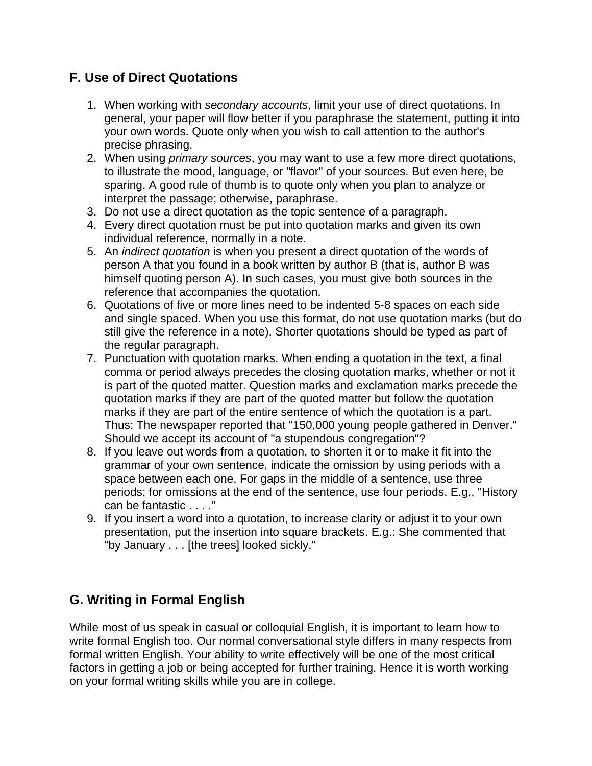## F. Use of Direct Quotations

1. When working with *secondary accounts*, limit your use of direct quotations. In general, your paper will flow better if you paraphrase the statement, putting it into your own words. Quote only when you wish to call attention to the author's precise phrasing.
2. When using *primary sources*, you may want to use a few more direct quotations, to illustrate the mood, language, or "flavor" of your sources. But even here, be sparing. A good rule of thumb is to quote only when you plan to analyze or interpret the passage; otherwise, paraphrase.
3. Do not use a direct quotation as the topic sentence of a paragraph.
4. Every direct quotation must be put into quotation marks and given its own individual reference, normally in a note.
5. An *indirect quotation* is when you present a direct quotation of the words of person A that you found in a book written by author B (that is, author B was himself quoting person A). In such cases, you must give both sources in the reference that accompanies the quotation.
6. Quotations of five or more lines need to be indented 5-8 spaces on each side and single spaced. When you use this format, do not use quotation marks (but do still give the reference in a note). Shorter quotations should be typed as part of the regular paragraph.
7. Punctuation with quotation marks. When ending a quotation in the text, a final comma or period always precedes the closing quotation marks, whether or not it is part of the quoted matter. Question marks and exclamation marks precede the quotation marks if they are part of the quoted matter but follow the quotation marks if they are part of the entire sentence of which the quotation is a part. Thus: The newspaper reported that "150,000 young people gathered in Denver." Should we accept its account of "a stupendous congregation"?
8. If you leave out words from a quotation, to shorten it or to make it fit into the grammar of your own sentence, indicate the omission by using periods with a space between each one. For gaps in the middle of a sentence, use three periods; for omissions at the end of the sentence, use four periods. E.g., "History can be fantastic . . . ."
9. If you insert a word into a quotation, to increase clarity or adjust it to your own presentation, put the insertion into square brackets. E.g.: She commented that "by January . . . [the trees] looked sickly."

## G. Writing in Formal English

While most of us speak in casual or colloquial English, it is important to learn how to write formal English too. Our normal conversational style differs in many respects from formal written English. Your ability to write effectively will be one of the most critical factors in getting a job or being accepted for further training. Hence it is worth working on your formal writing skills while you are in college.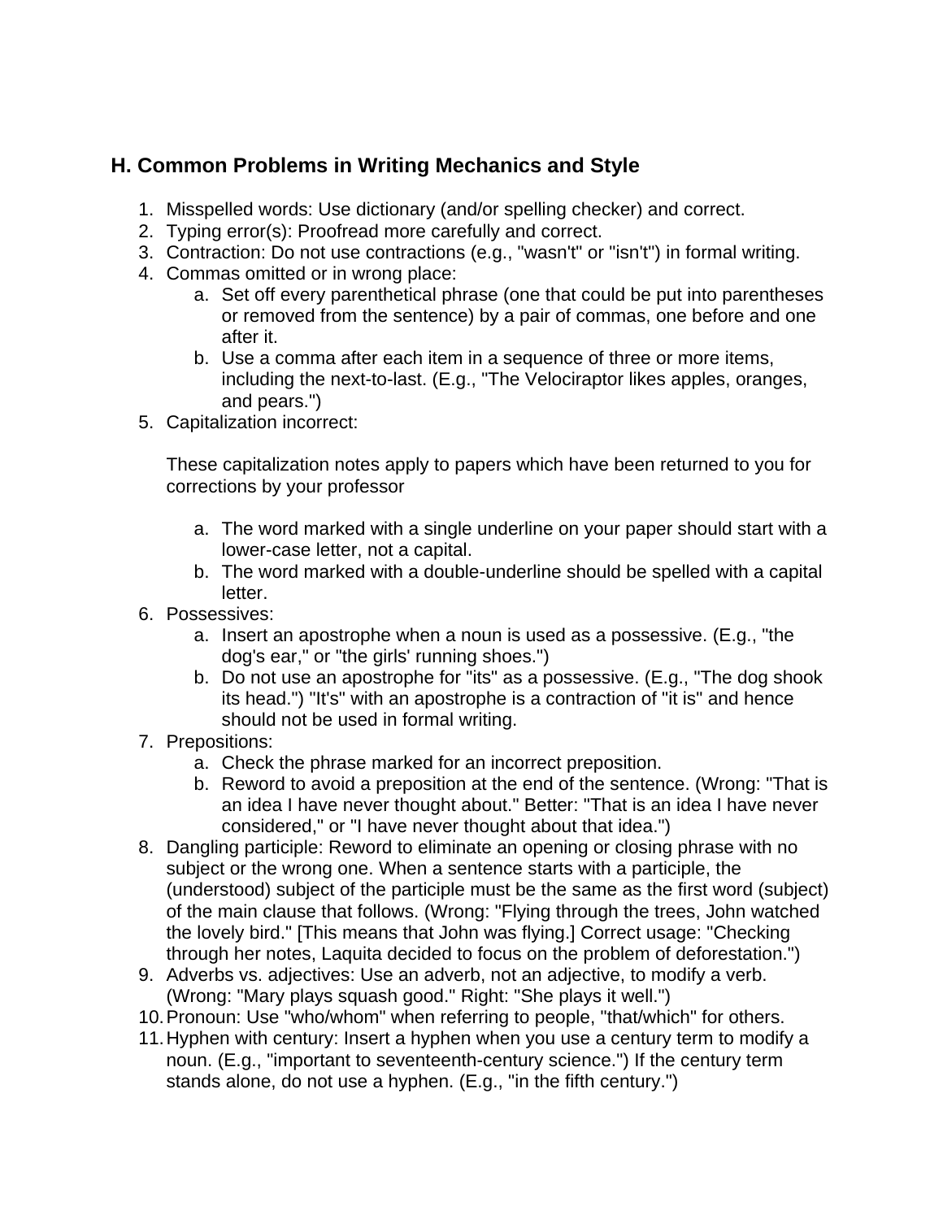## H. Common Problems in Writing Mechanics and Style

1. Misspelled words: Use dictionary (and/or spelling checker) and correct.
2. Typing error(s): Proofread more carefully and correct.
3. Contraction: Do not use contractions (e.g., "wasn't" or "isn't") in formal writing.
4. Commas omitted or in wrong place:
    a. Set off every parenthetical phrase (one that could be put into parentheses or removed from the sentence) by a pair of commas, one before and one after it.
    b. Use a comma after each item in a sequence of three or more items, including the next-to-last. (E.g., "The Velociraptor likes apples, oranges, and pears.")
5. Capitalization incorrect:

    These capitalization notes apply to papers which have been returned to you for corrections by your professor

    a. The word marked with a single underline on your paper should start with a lower-case letter, not a capital.
    b. The word marked with a double-underline should be spelled with a capital letter.
6. Possessives:
    a. Insert an apostrophe when a noun is used as a possessive. (E.g., "the dog's ear," or "the girls' running shoes.")
    b. Do not use an apostrophe for "its" as a possessive. (E.g., "The dog shook its head.") "It's" with an apostrophe is a contraction of "it is" and hence should not be used in formal writing.
7. Prepositions:
    a. Check the phrase marked for an incorrect preposition.
    b. Reword to avoid a preposition at the end of the sentence. (Wrong: "That is an idea I have never thought about." Better: "That is an idea I have never considered," or "I have never thought about that idea.")
8. Dangling participle: Reword to eliminate an opening or closing phrase with no subject or the wrong one. When a sentence starts with a participle, the (understood) subject of the participle must be the same as the first word (subject) of the main clause that follows. (Wrong: "Flying through the trees, John watched the lovely bird." [This means that John was flying.] Correct usage: "Checking through her notes, Laquita decided to focus on the problem of deforestation.")
9. Adverbs vs. adjectives: Use an adverb, not an adjective, to modify a verb. (Wrong: "Mary plays squash good." Right: "She plays it well.")
10. Pronoun: Use "who/whom" when referring to people, "that/which" for others.
11. Hyphen with century: Insert a hyphen when you use a century term to modify a noun. (E.g., "important to seventeenth-century science.") If the century term stands alone, do not use a hyphen. (E.g., "in the fifth century.")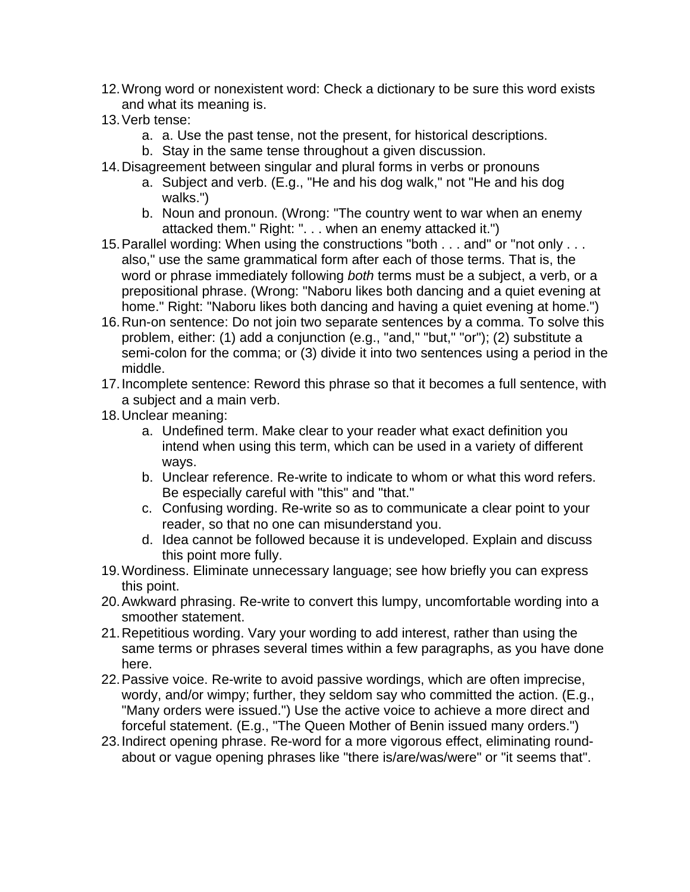12. Wrong word or nonexistent word: Check a dictionary to be sure this word exists and what its meaning is.
13. Verb tense:
    a. a. Use the past tense, not the present, for historical descriptions.
    b. Stay in the same tense throughout a given discussion.
14. Disagreement between singular and plural forms in verbs or pronouns
    a. Subject and verb. (E.g., "He and his dog walk," not "He and his dog walks.")
    b. Noun and pronoun. (Wrong: "The country went to war when an enemy attacked them." Right: ". . . when an enemy attacked it.")
15. Parallel wording: When using the constructions "both . . . and" or "not only . . . also," use the same grammatical form after each of those terms. That is, the word or phrase immediately following *both* terms must be a subject, a verb, or a prepositional phrase. (Wrong: "Naboru likes both dancing and a quiet evening at home." Right: "Naboru likes both dancing and having a quiet evening at home.")
16. Run-on sentence: Do not join two separate sentences by a comma. To solve this problem, either: (1) add a conjunction (e.g., "and," "but," "or"); (2) substitute a semi-colon for the comma; or (3) divide it into two sentences using a period in the middle.
17. Incomplete sentence: Reword this phrase so that it becomes a full sentence, with a subject and a main verb.
18. Unclear meaning:
    a. Undefined term. Make clear to your reader what exact definition you intend when using this term, which can be used in a variety of different ways.
    b. Unclear reference. Re-write to indicate to whom or what this word refers. Be especially careful with "this" and "that."
    c. Confusing wording. Re-write so as to communicate a clear point to your reader, so that no one can misunderstand you.
    d. Idea cannot be followed because it is undeveloped. Explain and discuss this point more fully.
19. Wordiness. Eliminate unnecessary language; see how briefly you can express this point.
20. Awkward phrasing. Re-write to convert this lumpy, uncomfortable wording into a smoother statement.
21. Repetitious wording. Vary your wording to add interest, rather than using the same terms or phrases several times within a few paragraphs, as you have done here.
22. Passive voice. Re-write to avoid passive wordings, which are often imprecise, wordy, and/or wimpy; further, they seldom say who committed the action. (E.g., "Many orders were issued.") Use the active voice to achieve a more direct and forceful statement. (E.g., "The Queen Mother of Benin issued many orders.")
23. Indirect opening phrase. Re-word for a more vigorous effect, eliminating round-about or vague opening phrases like "there is/are/was/were" or "it seems that".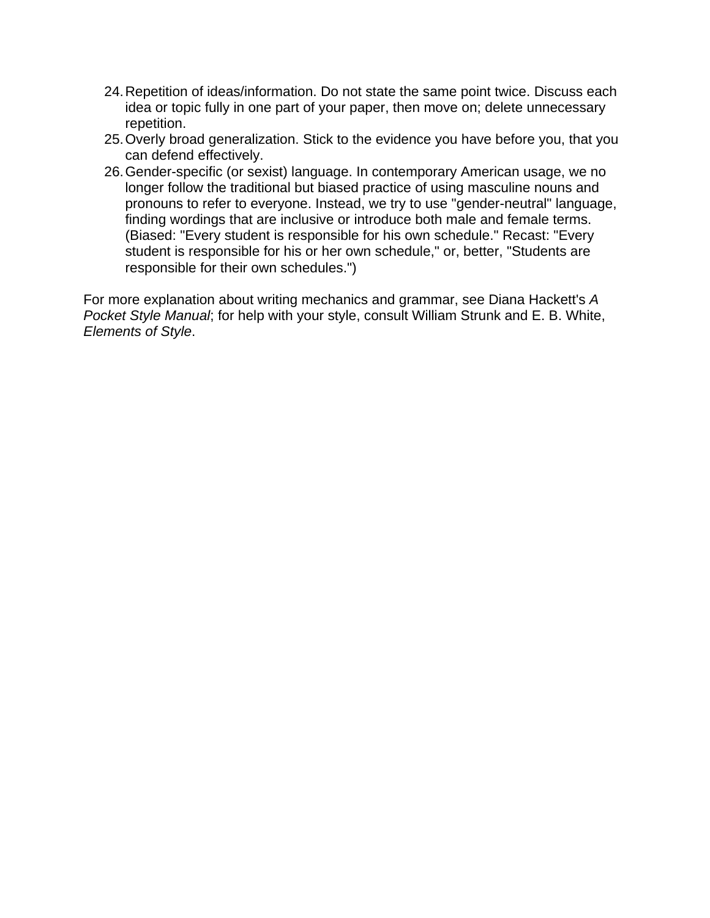24. Repetition of ideas/information. Do not state the same point twice. Discuss each idea or topic fully in one part of your paper, then move on; delete unnecessary repetition.
25. Overly broad generalization. Stick to the evidence you have before you, that you can defend effectively.
26. Gender-specific (or sexist) language. In contemporary American usage, we no longer follow the traditional but biased practice of using masculine nouns and pronouns to refer to everyone. Instead, we try to use "gender-neutral" language, finding wordings that are inclusive or introduce both male and female terms. (Biased: "Every student is responsible for his own schedule." Recast: "Every student is responsible for his or her own schedule," or, better, "Students are responsible for their own schedules.")

For more explanation about writing mechanics and grammar, see Diana Hackett's *A Pocket Style Manual*; for help with your style, consult William Strunk and E. B. White, *Elements of Style*.